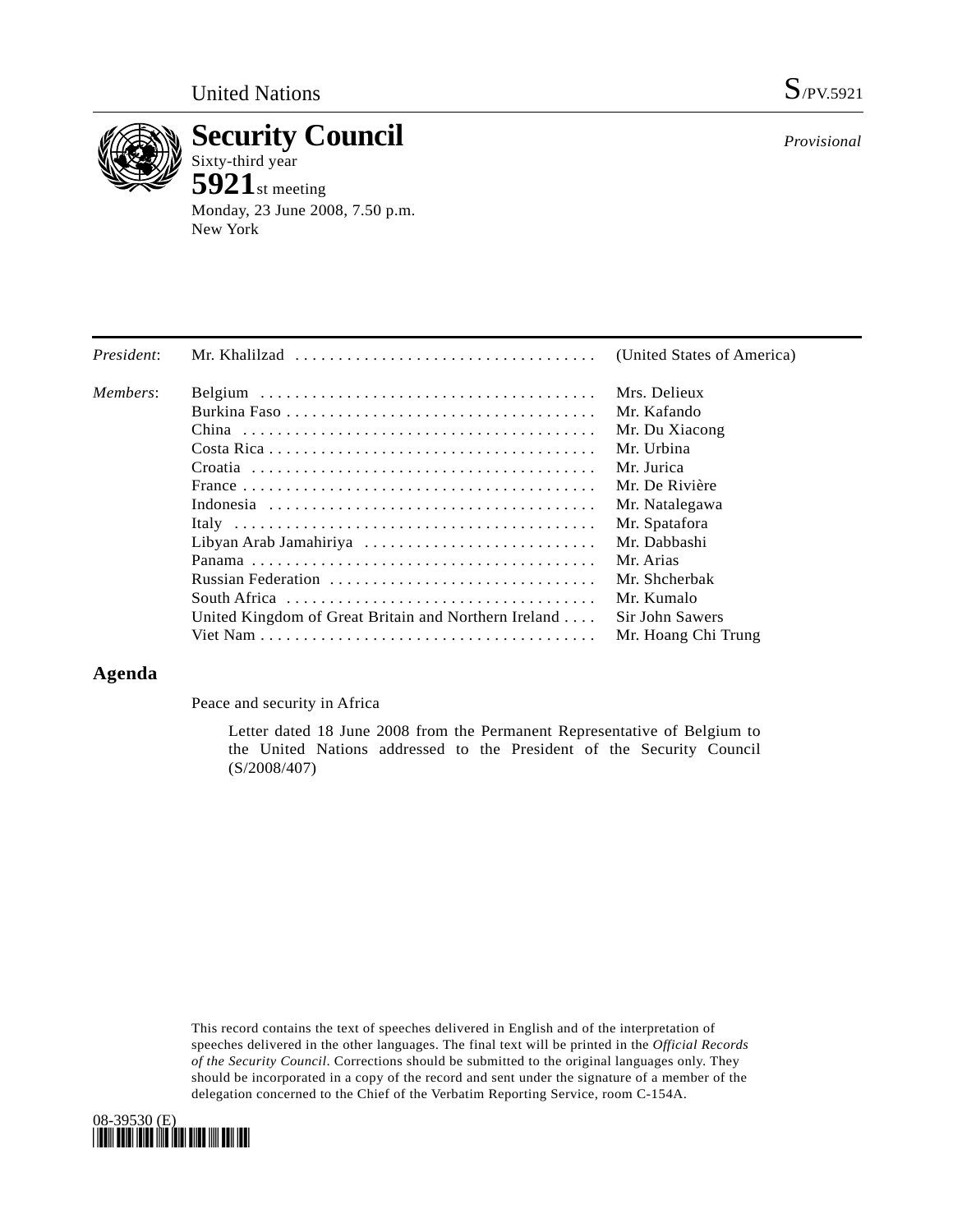United Nations S/PV.5921

# Security Council

*Provisional*

Sixty-third year

**5921**st meeting

Monday, 23 June 2008, 7.50 p.m.

New York

| | | |
|---|---|---|
| *President*: | Mr. Khalilzad | (United States of America) |
| *Members*: | Belgium | Mrs. Delieux |
| | Burkina Faso | Mr. Kafando |
| | China | Mr. Du Xiacong |
| | Costa Rica | Mr. Urbina |
| | Croatia | Mr. Jurica |
| | France | Mr. De Rivière |
| | Indonesia | Mr. Natalegawa |
| | Italy | Mr. Spatafora |
| | Libyan Arab Jamahiriya | Mr. Dabbashi |
| | Panama | Mr. Arias |
| | Russian Federation | Mr. Shcherbak |
| | South Africa | Mr. Kumalo |
| | United Kingdom of Great Britain and Northern Ireland | Sir John Sawers |
| | Viet Nam | Mr. Hoang Chi Trung |

## Agenda

Peace and security in Africa

Letter dated 18 June 2008 from the Permanent Representative of Belgium to the United Nations addressed to the President of the Security Council (S/2008/407)

This record contains the text of speeches delivered in English and of the interpretation of speeches delivered in the other languages. The final text will be printed in the *Official Records of the Security Council*. Corrections should be submitted to the original languages only. They should be incorporated in a copy of the record and sent under the signature of a member of the delegation concerned to the Chief of the Verbatim Reporting Service, room C-154A.

08-39530 (E)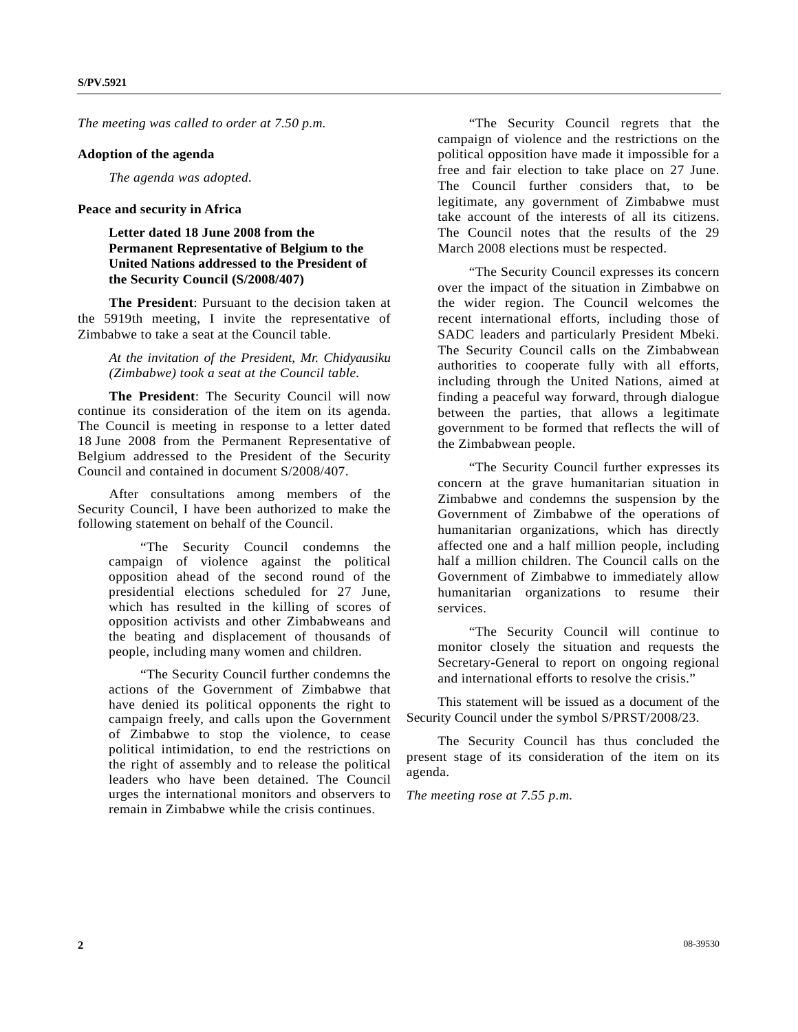*The meeting was called to order at 7.50 p.m.*

## Adoption of the agenda

*The agenda was adopted.*

## Peace and security in Africa

### Letter dated 18 June 2008 from the Permanent Representative of Belgium to the United Nations addressed to the President of the Security Council (S/2008/407)

**The President**: Pursuant to the decision taken at the 5919th meeting, I invite the representative of Zimbabwe to take a seat at the Council table.

*At the invitation of the President, Mr. Chidyausiku (Zimbabwe) took a seat at the Council table.*

**The President**: The Security Council will now continue its consideration of the item on its agenda. The Council is meeting in response to a letter dated 18 June 2008 from the Permanent Representative of Belgium addressed to the President of the Security Council and contained in document S/2008/407.

After consultations among members of the Security Council, I have been authorized to make the following statement on behalf of the Council.

> "The Security Council condemns the campaign of violence against the political opposition ahead of the second round of the presidential elections scheduled for 27 June, which has resulted in the killing of scores of opposition activists and other Zimbabweans and the beating and displacement of thousands of people, including many women and children.
>
> "The Security Council further condemns the actions of the Government of Zimbabwe that have denied its political opponents the right to campaign freely, and calls upon the Government of Zimbabwe to stop the violence, to cease political intimidation, to end the restrictions on the right of assembly and to release the political leaders who have been detained. The Council urges the international monitors and observers to remain in Zimbabwe while the crisis continues.
>
> "The Security Council regrets that the campaign of violence and the restrictions on the political opposition have made it impossible for a free and fair election to take place on 27 June. The Council further considers that, to be legitimate, any government of Zimbabwe must take account of the interests of all its citizens. The Council notes that the results of the 29 March 2008 elections must be respected.
>
> "The Security Council expresses its concern over the impact of the situation in Zimbabwe on the wider region. The Council welcomes the recent international efforts, including those of SADC leaders and particularly President Mbeki. The Security Council calls on the Zimbabwean authorities to cooperate fully with all efforts, including through the United Nations, aimed at finding a peaceful way forward, through dialogue between the parties, that allows a legitimate government to be formed that reflects the will of the Zimbabwean people.
>
> "The Security Council further expresses its concern at the grave humanitarian situation in Zimbabwe and condemns the suspension by the Government of Zimbabwe of the operations of humanitarian organizations, which has directly affected one and a half million people, including half a million children. The Council calls on the Government of Zimbabwe to immediately allow humanitarian organizations to resume their services.
>
> "The Security Council will continue to monitor closely the situation and requests the Secretary-General to report on ongoing regional and international efforts to resolve the crisis."

This statement will be issued as a document of the Security Council under the symbol S/PRST/2008/23.

The Security Council has thus concluded the present stage of its consideration of the item on its agenda.

*The meeting rose at 7.55 p.m.*